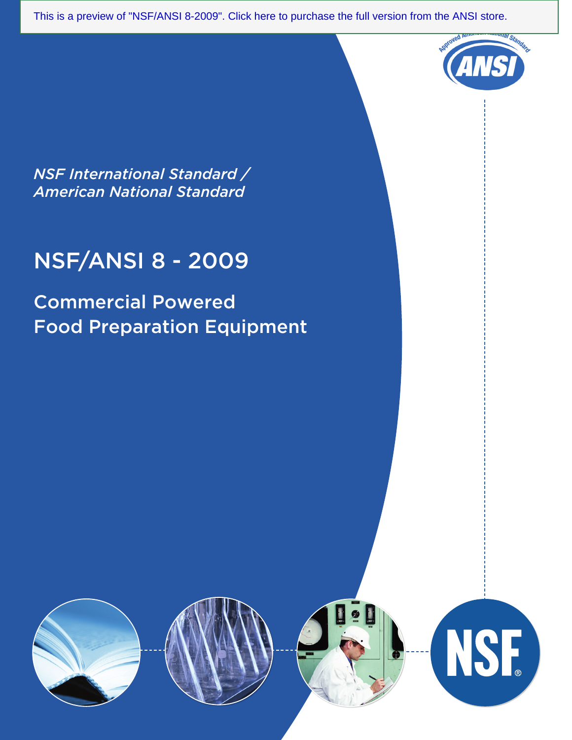This is a preview of "NSF/ANSI 8-2009". Click here to purchase the full version from the ANSI store.

*NSF International Standard / American National Standard*

# NSF/ANSI 8 - 2009

## Commercial Powered Food Preparation Equipment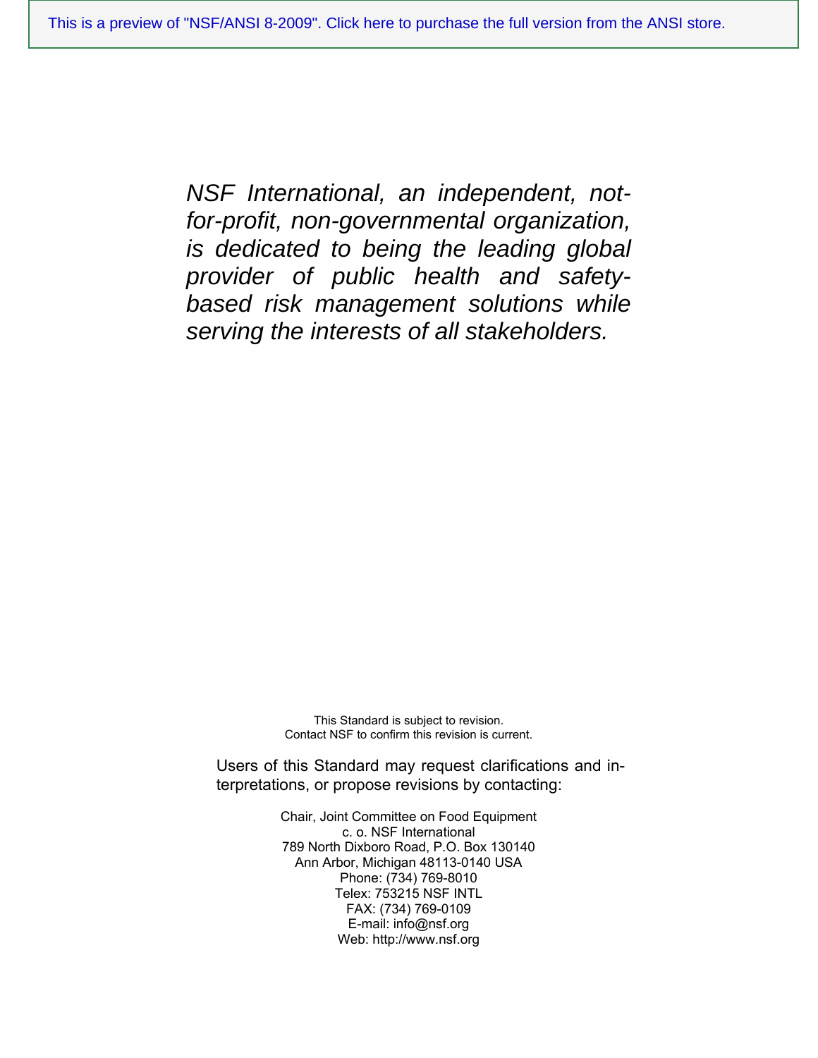*NSF International, an independent, not-for-profit, non-governmental organization, is dedicated to being the leading global provider of public health and safety-based risk management solutions while serving the interests of all stakeholders.*

This Standard is subject to revision.
Contact NSF to confirm this revision is current.

Users of this Standard may request clarifications and interpretations, or propose revisions by contacting:

Chair, Joint Committee on Food Equipment
c. o. NSF International
789 North Dixboro Road, P.O. Box 130140
Ann Arbor, Michigan 48113-0140 USA
Phone: (734) 769-8010
Telex: 753215 NSF INTL
FAX: (734) 769-0109
E-mail: info@nsf.org
Web: http://www.nsf.org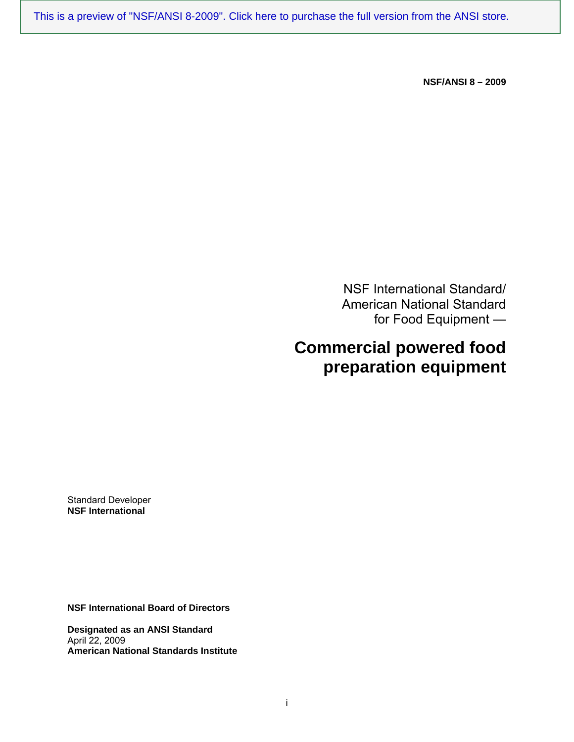NSF/ANSI 8 – 2009

NSF International Standard/
American National Standard
for Food Equipment —

# Commercial powered food preparation equipment

Standard Developer
**NSF International**

**NSF International Board of Directors**

**Designated as an ANSI Standard**
April 22, 2009
**American National Standards Institute**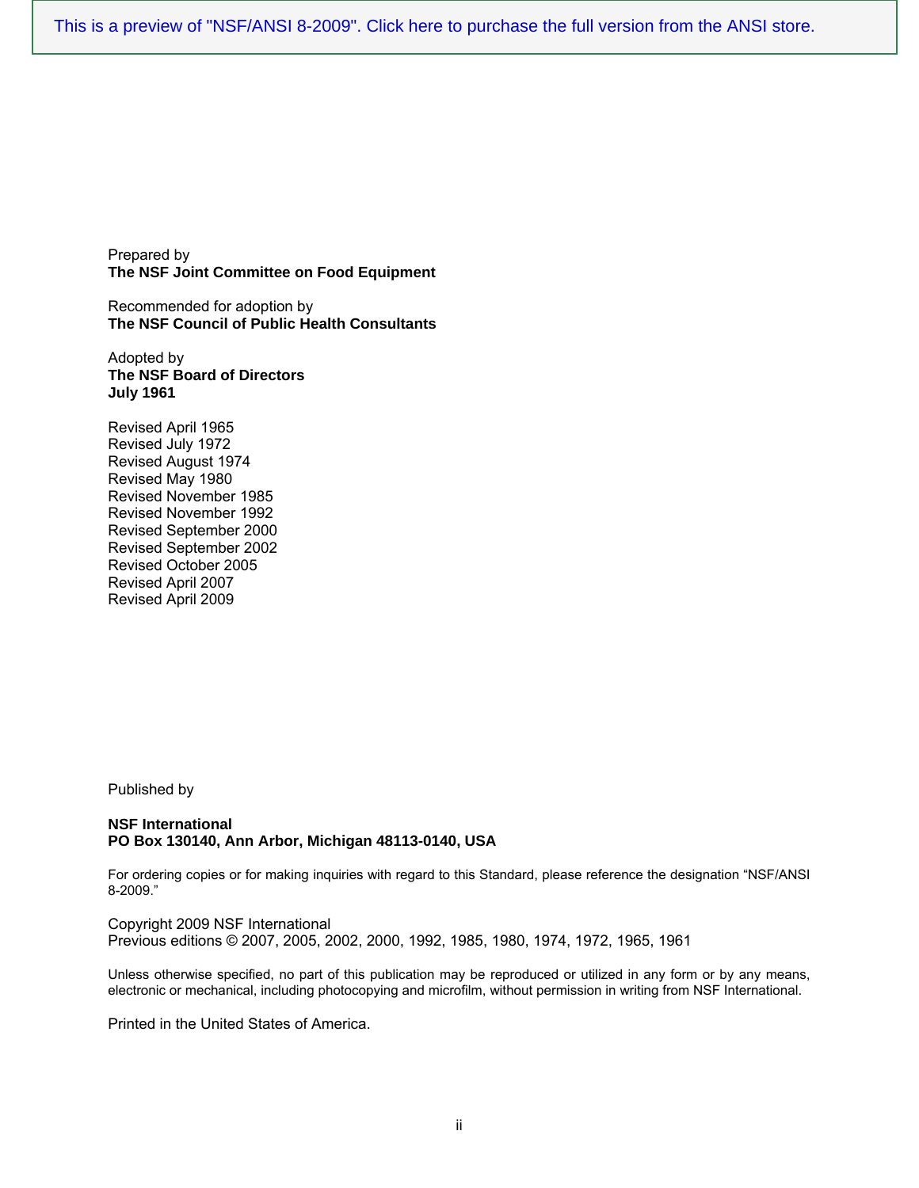This is a preview of "NSF/ANSI 8-2009". Click here to purchase the full version from the ANSI store.

Prepared by
**The NSF Joint Committee on Food Equipment**

Recommended for adoption by
**The NSF Council of Public Health Consultants**

Adopted by
**The NSF Board of Directors**
**July 1961**

Revised April 1965
Revised July 1972
Revised August 1974
Revised May 1980
Revised November 1985
Revised November 1992
Revised September 2000
Revised September 2002
Revised October 2005
Revised April 2007
Revised April 2009

Published by

**NSF International**
**PO Box 130140, Ann Arbor, Michigan 48113-0140, USA**

For ordering copies or for making inquiries with regard to this Standard, please reference the designation "NSF/ANSI 8-2009."

Copyright 2009 NSF International
Previous editions © 2007, 2005, 2002, 2000, 1992, 1985, 1980, 1974, 1972, 1965, 1961

Unless otherwise specified, no part of this publication may be reproduced or utilized in any form or by any means, electronic or mechanical, including photocopying and microfilm, without permission in writing from NSF International.

Printed in the United States of America.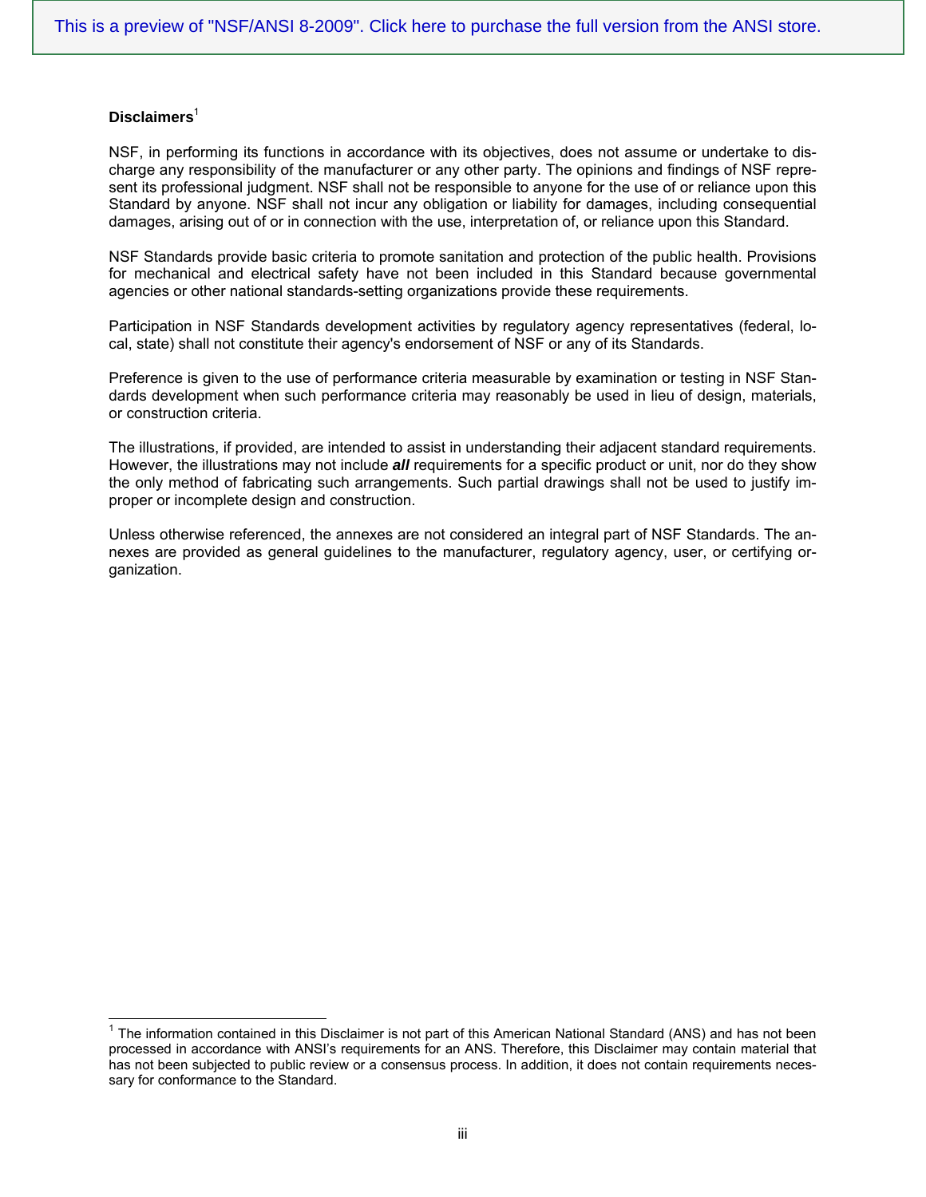This is a preview of "NSF/ANSI 8-2009". Click here to purchase the full version from the ANSI store.

**Disclaimers**[1]

NSF, in performing its functions in accordance with its objectives, does not assume or undertake to discharge any responsibility of the manufacturer or any other party. The opinions and findings of NSF represent its professional judgment. NSF shall not be responsible to anyone for the use of or reliance upon this Standard by anyone. NSF shall not incur any obligation or liability for damages, including consequential damages, arising out of or in connection with the use, interpretation of, or reliance upon this Standard.

NSF Standards provide basic criteria to promote sanitation and protection of the public health. Provisions for mechanical and electrical safety have not been included in this Standard because governmental agencies or other national standards-setting organizations provide these requirements.

Participation in NSF Standards development activities by regulatory agency representatives (federal, local, state) shall not constitute their agency's endorsement of NSF or any of its Standards.

Preference is given to the use of performance criteria measurable by examination or testing in NSF Standards development when such performance criteria may reasonably be used in lieu of design, materials, or construction criteria.

The illustrations, if provided, are intended to assist in understanding their adjacent standard requirements. However, the illustrations may not include ***all*** requirements for a specific product or unit, nor do they show the only method of fabricating such arrangements. Such partial drawings shall not be used to justify improper or incomplete design and construction.

Unless otherwise referenced, the annexes are not considered an integral part of NSF Standards. The annexes are provided as general guidelines to the manufacturer, regulatory agency, user, or certifying organization.

---

[1] The information contained in this Disclaimer is not part of this American National Standard (ANS) and has not been processed in accordance with ANSI's requirements for an ANS. Therefore, this Disclaimer may contain material that has not been subjected to public review or a consensus process. In addition, it does not contain requirements necessary for conformance to the Standard.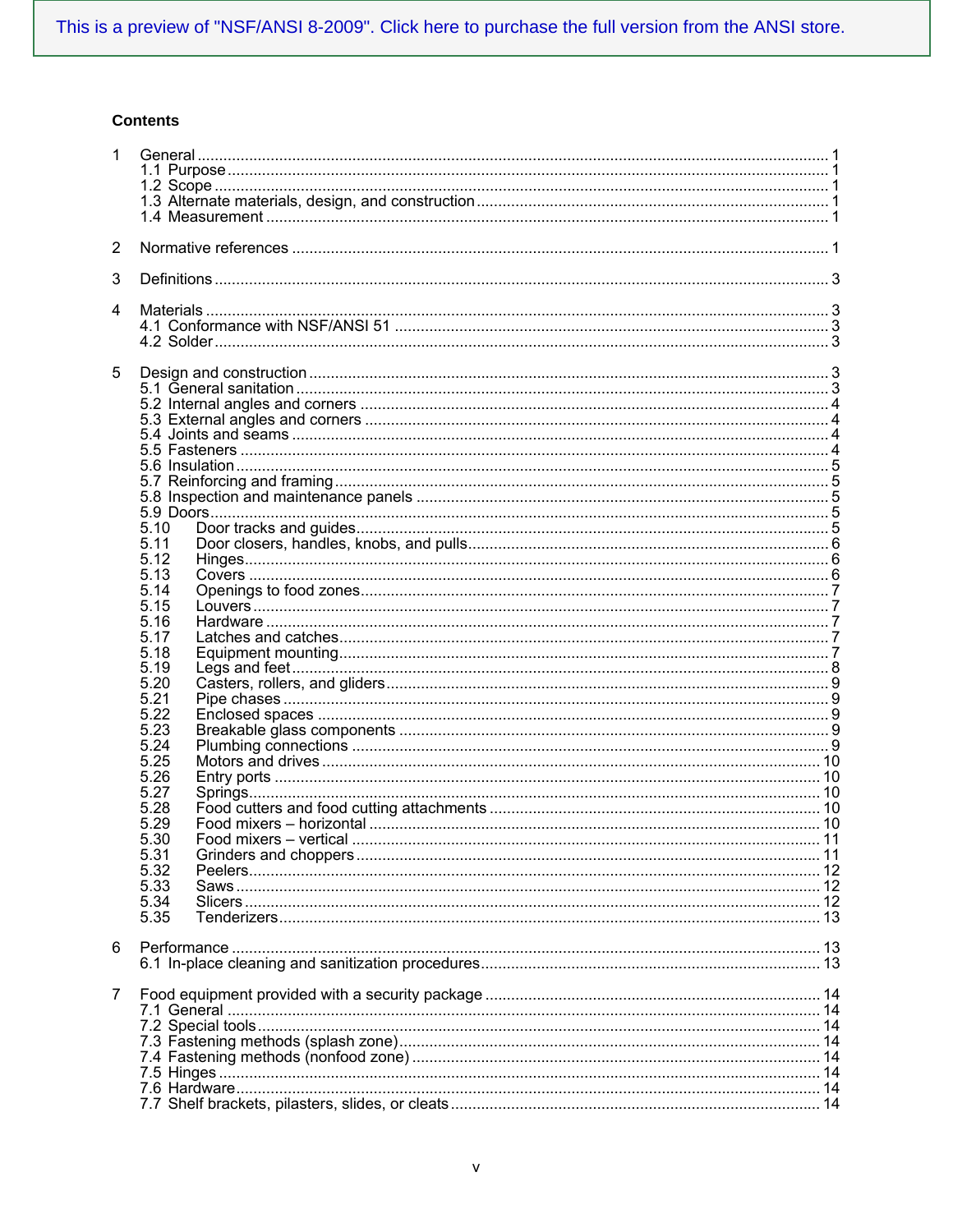This is a preview of "NSF/ANSI 8-2009". Click here to purchase the full version from the ANSI store.

**Contents**

1 General ........................................................................................................................................ 1
 1.1 Purpose ..................................................................................................................................... 1
 1.2 Scope ........................................................................................................................................ 1
 1.3 Alternate materials, design, and construction .......................................................................... 1
 1.4 Measurement ............................................................................................................................ 1

2 Normative references ................................................................................................................... 1

3 Definitions ..................................................................................................................................... 3

4 Materials ....................................................................................................................................... 3
 4.1 Conformance with NSF/ANSI 51 ............................................................................................... 3
 4.2 Solder ........................................................................................................................................ 3

5 Design and construction ............................................................................................................... 3
 5.1 General sanitation ..................................................................................................................... 3
 5.2 Internal angles and corners ....................................................................................................... 4
 5.3 External angles and corners ...................................................................................................... 4
 5.4 Joints and seams ....................................................................................................................... 4
 5.5 Fasteners .................................................................................................................................. 4
 5.6 Insulation ................................................................................................................................... 5
 5.7 Reinforcing and framing ............................................................................................................ 5
 5.8 Inspection and maintenance panels .......................................................................................... 5
 5.9 Doors ......................................................................................................................................... 5
 5.10 Door tracks and guides ............................................................................................................ 5
 5.11 Door closers, handles, knobs, and pulls .................................................................................. 6
 5.12 Hinges ...................................................................................................................................... 6
 5.13 Covers ...................................................................................................................................... 6
 5.14 Openings to food zones ........................................................................................................... 7
 5.15 Louvers ..................................................................................................................................... 7
 5.16 Hardware .................................................................................................................................. 7
 5.17 Latches and catches ................................................................................................................ 7
 5.18 Equipment mounting ................................................................................................................ 7
 5.19 Legs and feet ........................................................................................................................... 8
 5.20 Casters, rollers, and gliders ..................................................................................................... 9
 5.21 Pipe chases .............................................................................................................................. 9
 5.22 Enclosed spaces ...................................................................................................................... 9
 5.23 Breakable glass components ................................................................................................... 9
 5.24 Plumbing connections .............................................................................................................. 9
 5.25 Motors and drives .................................................................................................................. 10
 5.26 Entry ports .............................................................................................................................. 10
 5.27 Springs ................................................................................................................................... 10
 5.28 Food cutters and food cutting attachments ............................................................................ 10
 5.29 Food mixers – horizontal ........................................................................................................ 10
 5.30 Food mixers – vertical ............................................................................................................ 11
 5.31 Grinders and choppers ........................................................................................................... 11
 5.32 Peelers ................................................................................................................................... 12
 5.33 Saws ....................................................................................................................................... 12
 5.34 Slicers ..................................................................................................................................... 12
 5.35 Tenderizers ............................................................................................................................. 13

6 Performance ................................................................................................................................ 13
 6.1 In-place cleaning and sanitization procedures ......................................................................... 13

7 Food equipment provided with a security package .................................................................... 14
 7.1 General .................................................................................................................................... 14
 7.2 Special tools ............................................................................................................................. 14
 7.3 Fastening methods (splash zone) ............................................................................................ 14
 7.4 Fastening methods (nonfood zone) .......................................................................................... 14
 7.5 Hinges ..................................................................................................................................... 14
 7.6 Hardware ................................................................................................................................. 14
 7.7 Shelf brackets, pilasters, slides, or cleats ................................................................................. 14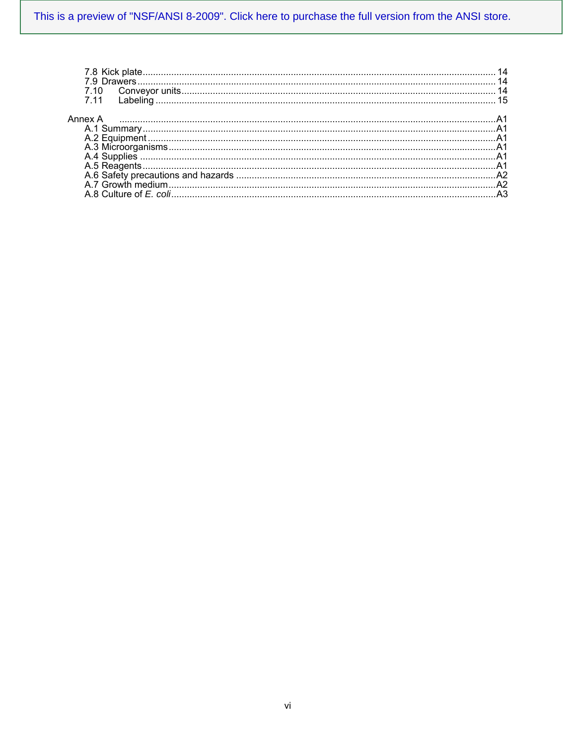7.8 Kick plate ........................................................................................................................................ 14
7.9 Drawers ........................................................................................................................................... 14
7.10 Conveyor units ............................................................................................................................... 14
7.11 Labeling .......................................................................................................................................... 15

Annex A ................................................................................................................................................. A1
A.1 Summary ......................................................................................................................................... A1
A.2 Equipment ....................................................................................................................................... A1
A.3 Microorganisms .............................................................................................................................. A1
A.4 Supplies .......................................................................................................................................... A1
A.5 Reagents ......................................................................................................................................... A1
A.6 Safety precautions and hazards ..................................................................................................... A2
A.7 Growth medium ............................................................................................................................... A2
A.8 Culture of *E. coli* .............................................................................................................................. A3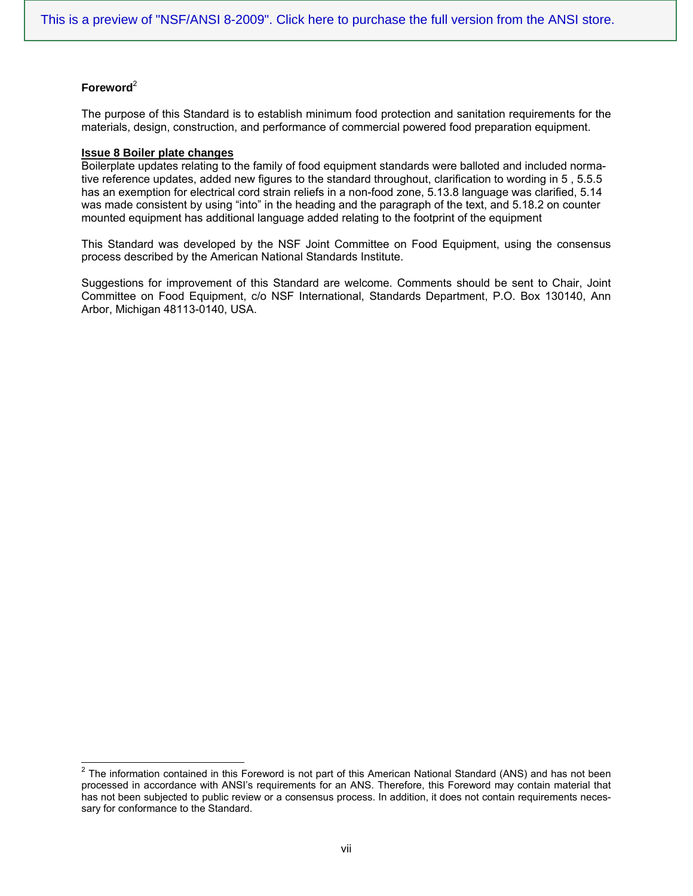# Foreword[2]

The purpose of this Standard is to establish minimum food protection and sanitation requirements for the materials, design, construction, and performance of commercial powered food preparation equipment.

**Issue 8 Boiler plate changes**

Boilerplate updates relating to the family of food equipment standards were balloted and included normative reference updates, added new figures to the standard throughout, clarification to wording in 5 , 5.5.5 has an exemption for electrical cord strain reliefs in a non-food zone, 5.13.8 language was clarified, 5.14 was made consistent by using "into" in the heading and the paragraph of the text, and 5.18.2 on counter mounted equipment has additional language added relating to the footprint of the equipment

This Standard was developed by the NSF Joint Committee on Food Equipment, using the consensus process described by the American National Standards Institute.

Suggestions for improvement of this Standard are welcome. Comments should be sent to Chair, Joint Committee on Food Equipment, c/o NSF International, Standards Department, P.O. Box 130140, Ann Arbor, Michigan 48113-0140, USA.

---

[2] The information contained in this Foreword is not part of this American National Standard (ANS) and has not been processed in accordance with ANSI's requirements for an ANS. Therefore, this Foreword may contain material that has not been subjected to public review or a consensus process. In addition, it does not contain requirements necessary for conformance to the Standard.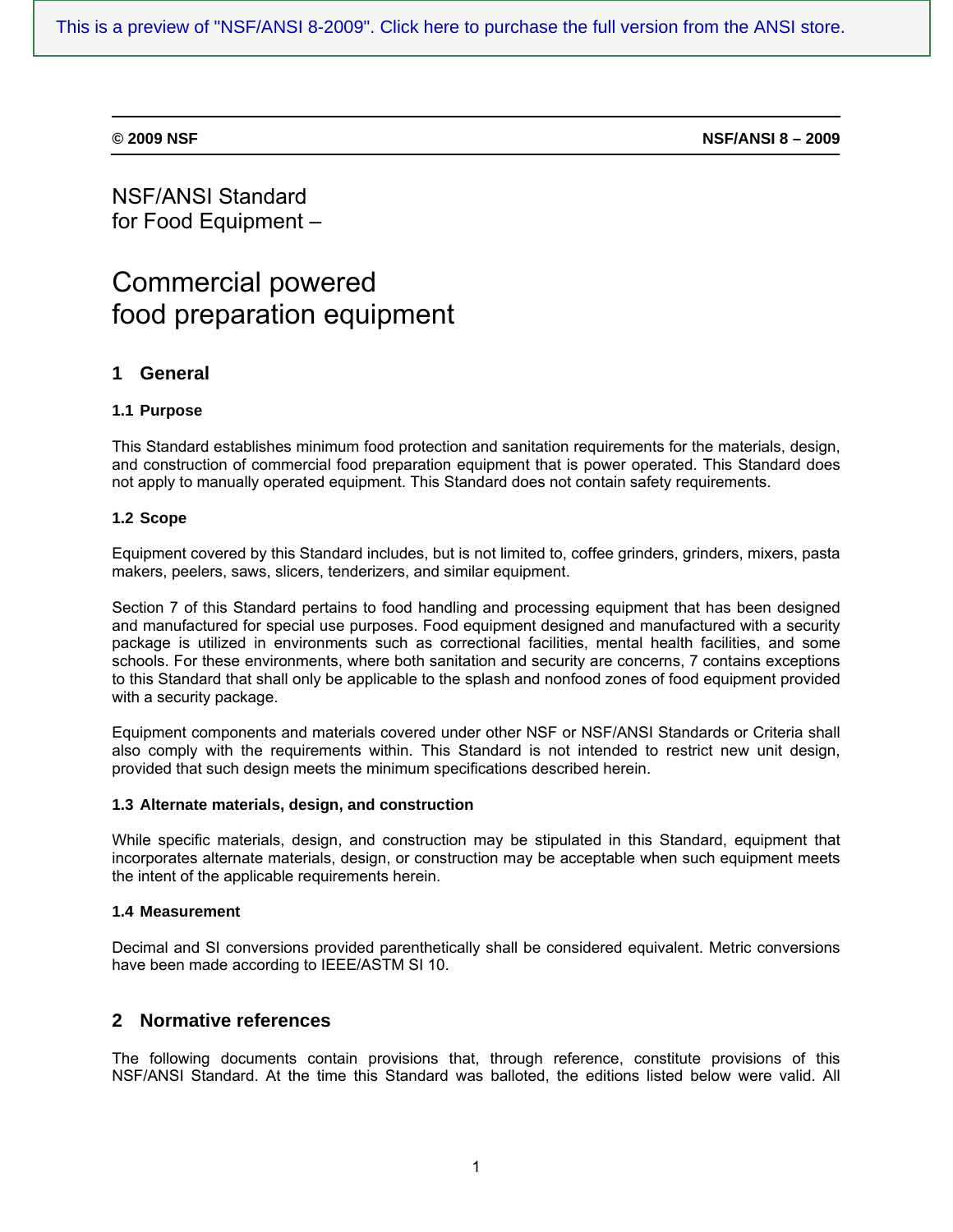This is a preview of "NSF/ANSI 8-2009". Click here to purchase the full version from the ANSI store.

# NSF/ANSI Standard for Food Equipment –

# Commercial powered food preparation equipment

## 1 General

### 1.1 Purpose

This Standard establishes minimum food protection and sanitation requirements for the materials, design, and construction of commercial food preparation equipment that is power operated. This Standard does not apply to manually operated equipment. This Standard does not contain safety requirements.

### 1.2 Scope

Equipment covered by this Standard includes, but is not limited to, coffee grinders, grinders, mixers, pasta makers, peelers, saws, slicers, tenderizers, and similar equipment.

Section 7 of this Standard pertains to food handling and processing equipment that has been designed and manufactured for special use purposes. Food equipment designed and manufactured with a security package is utilized in environments such as correctional facilities, mental health facilities, and some schools. For these environments, where both sanitation and security are concerns, 7 contains exceptions to this Standard that shall only be applicable to the splash and nonfood zones of food equipment provided with a security package.

Equipment components and materials covered under other NSF or NSF/ANSI Standards or Criteria shall also comply with the requirements within. This Standard is not intended to restrict new unit design, provided that such design meets the minimum specifications described herein.

### 1.3 Alternate materials, design, and construction

While specific materials, design, and construction may be stipulated in this Standard, equipment that incorporates alternate materials, design, or construction may be acceptable when such equipment meets the intent of the applicable requirements herein.

### 1.4 Measurement

Decimal and SI conversions provided parenthetically shall be considered equivalent. Metric conversions have been made according to IEEE/ASTM SI 10.

## 2 Normative references

The following documents contain provisions that, through reference, constitute provisions of this NSF/ANSI Standard. At the time this Standard was balloted, the editions listed below were valid. All